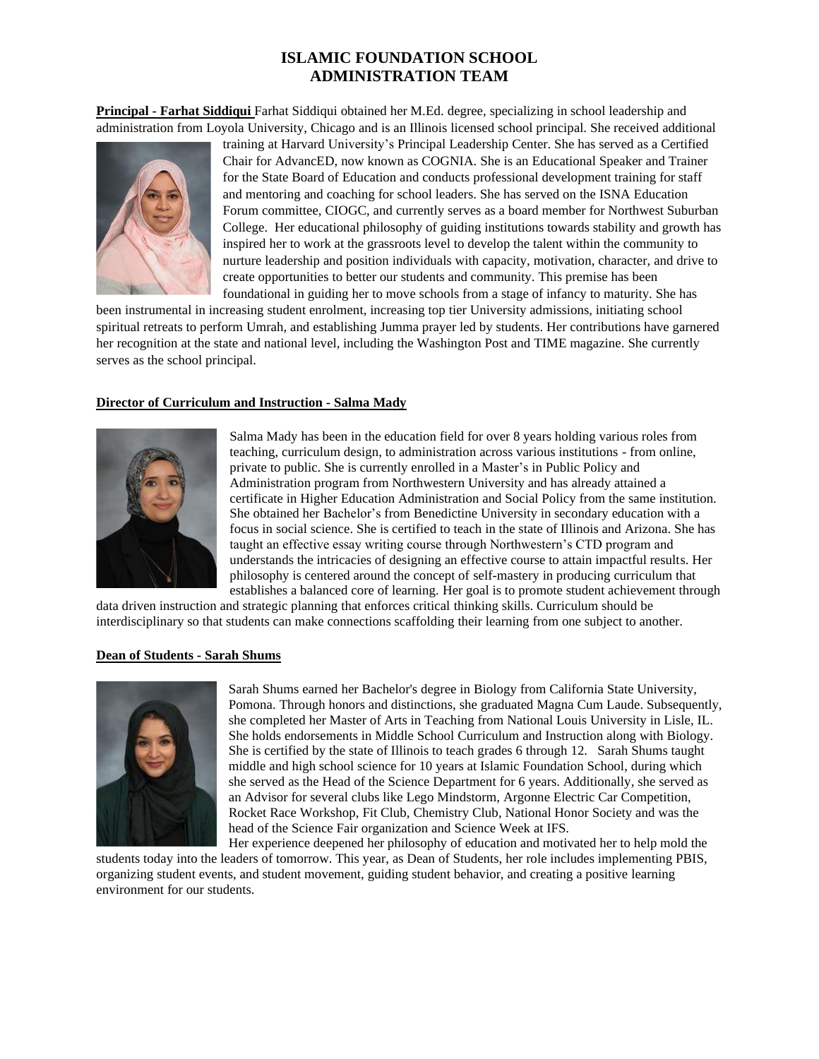# ISLAMIC FOUNDATION SCHOOL
# ADMINISTRATION TEAM

**Principal - Farhat Siddiqui** Farhat Siddiqui obtained her M.Ed. degree, specializing in school leadership and administration from Loyola University, Chicago and is an Illinois licensed school principal. She received additional training at Harvard University's Principal Leadership Center. She has served as a Certified Chair for AdvancED, now known as COGNIA. She is an Educational Speaker and Trainer for the State Board of Education and conducts professional development training for staff and mentoring and coaching for school leaders. She has served on the ISNA Education Forum committee, CIOGC, and currently serves as a board member for Northwest Suburban College. Her educational philosophy of guiding institutions towards stability and growth has inspired her to work at the grassroots level to develop the talent within the community to nurture leadership and position individuals with capacity, motivation, character, and drive to create opportunities to better our students and community. This premise has been foundational in guiding her to move schools from a stage of infancy to maturity. She has been instrumental in increasing student enrolment, increasing top tier University admissions, initiating school spiritual retreats to perform Umrah, and establishing Jumma prayer led by students. Her contributions have garnered her recognition at the state and national level, including the Washington Post and TIME magazine. She currently serves as the school principal.

**Director of Curriculum and Instruction - Salma Mady**

Salma Mady has been in the education field for over 8 years holding various roles from teaching, curriculum design, to administration across various institutions - from online, private to public. She is currently enrolled in a Master's in Public Policy and Administration program from Northwestern University and has already attained a certificate in Higher Education Administration and Social Policy from the same institution. She obtained her Bachelor's from Benedictine University in secondary education with a focus in social science. She is certified to teach in the state of Illinois and Arizona. She has taught an effective essay writing course through Northwestern's CTD program and understands the intricacies of designing an effective course to attain impactful results. Her philosophy is centered around the concept of self-mastery in producing curriculum that establishes a balanced core of learning. Her goal is to promote student achievement through data driven instruction and strategic planning that enforces critical thinking skills. Curriculum should be interdisciplinary so that students can make connections scaffolding their learning from one subject to another.

**Dean of Students - Sarah Shums**

Sarah Shums earned her Bachelor's degree in Biology from California State University, Pomona. Through honors and distinctions, she graduated Magna Cum Laude. Subsequently, she completed her Master of Arts in Teaching from National Louis University in Lisle, IL. She holds endorsements in Middle School Curriculum and Instruction along with Biology. She is certified by the state of Illinois to teach grades 6 through 12. Sarah Shums taught middle and high school science for 10 years at Islamic Foundation School, during which she served as the Head of the Science Department for 6 years. Additionally, she served as an Advisor for several clubs like Lego Mindstorm, Argonne Electric Car Competition, Rocket Race Workshop, Fit Club, Chemistry Club, National Honor Society and was the head of the Science Fair organization and Science Week at IFS.
Her experience deepened her philosophy of education and motivated her to help mold the students today into the leaders of tomorrow. This year, as Dean of Students, her role includes implementing PBIS, organizing student events, and student movement, guiding student behavior, and creating a positive learning environment for our students.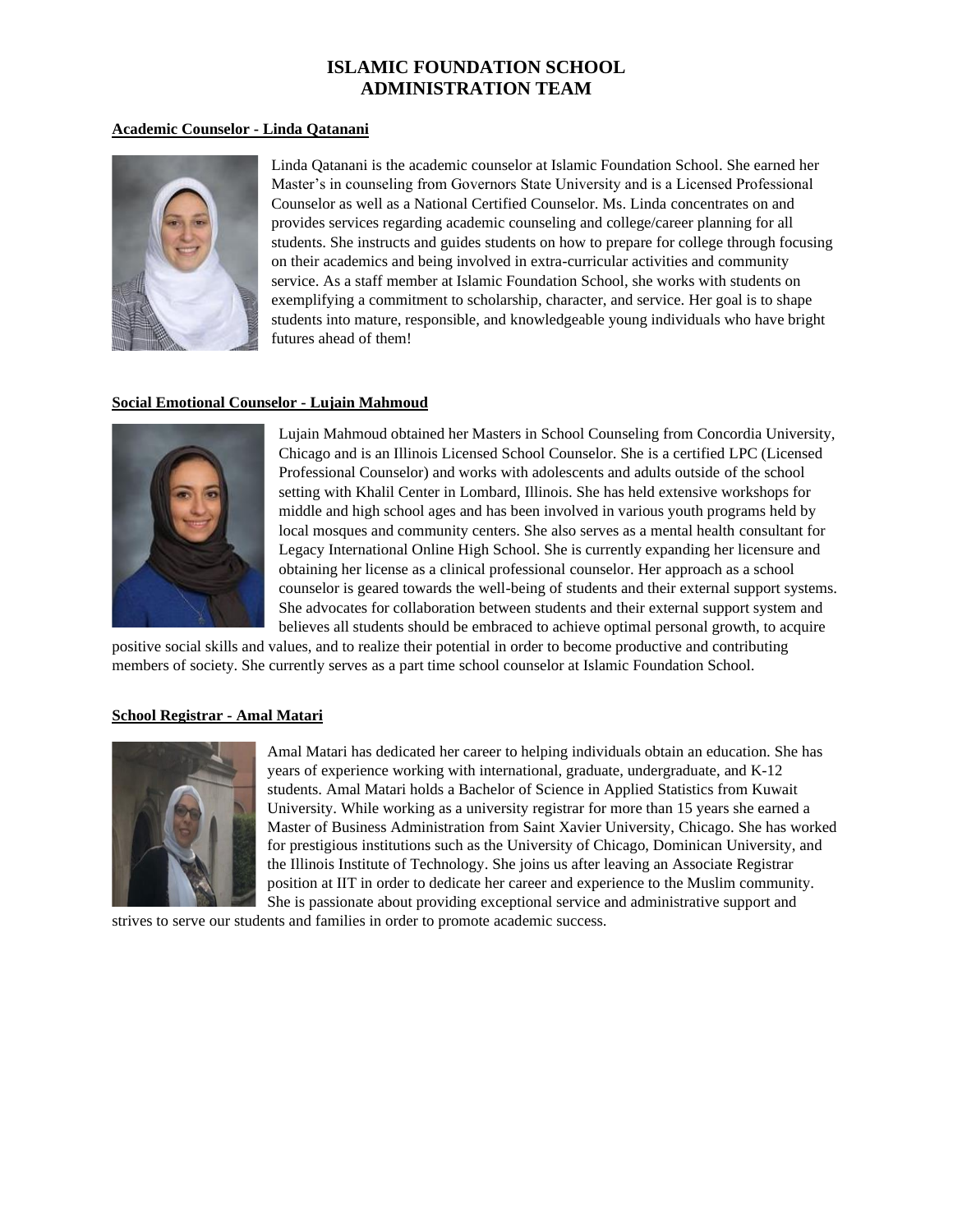# ISLAMIC FOUNDATION SCHOOL
# ADMINISTRATION TEAM

**Academic Counselor - Linda Qatanani**

Linda Qatanani is the academic counselor at Islamic Foundation School. She earned her Master's in counseling from Governors State University and is a Licensed Professional Counselor as well as a National Certified Counselor. Ms. Linda concentrates on and provides services regarding academic counseling and college/career planning for all students. She instructs and guides students on how to prepare for college through focusing on their academics and being involved in extra-curricular activities and community service. As a staff member at Islamic Foundation School, she works with students on exemplifying a commitment to scholarship, character, and service. Her goal is to shape students into mature, responsible, and knowledgeable young individuals who have bright futures ahead of them!

**Social Emotional Counselor - Lujain Mahmoud**

Lujain Mahmoud obtained her Masters in School Counseling from Concordia University, Chicago and is an Illinois Licensed School Counselor. She is a certified LPC (Licensed Professional Counselor) and works with adolescents and adults outside of the school setting with Khalil Center in Lombard, Illinois. She has held extensive workshops for middle and high school ages and has been involved in various youth programs held by local mosques and community centers. She also serves as a mental health consultant for Legacy International Online High School. She is currently expanding her licensure and obtaining her license as a clinical professional counselor. Her approach as a school counselor is geared towards the well-being of students and their external support systems. She advocates for collaboration between students and their external support system and believes all students should be embraced to achieve optimal personal growth, to acquire positive social skills and values, and to realize their potential in order to become productive and contributing members of society. She currently serves as a part time school counselor at Islamic Foundation School.

**School Registrar - Amal Matari**

Amal Matari has dedicated her career to helping individuals obtain an education. She has years of experience working with international, graduate, undergraduate, and K-12 students. Amal Matari holds a Bachelor of Science in Applied Statistics from Kuwait University. While working as a university registrar for more than 15 years she earned a Master of Business Administration from Saint Xavier University, Chicago. She has worked for prestigious institutions such as the University of Chicago, Dominican University, and the Illinois Institute of Technology. She joins us after leaving an Associate Registrar position at IIT in order to dedicate her career and experience to the Muslim community. She is passionate about providing exceptional service and administrative support and strives to serve our students and families in order to promote academic success.